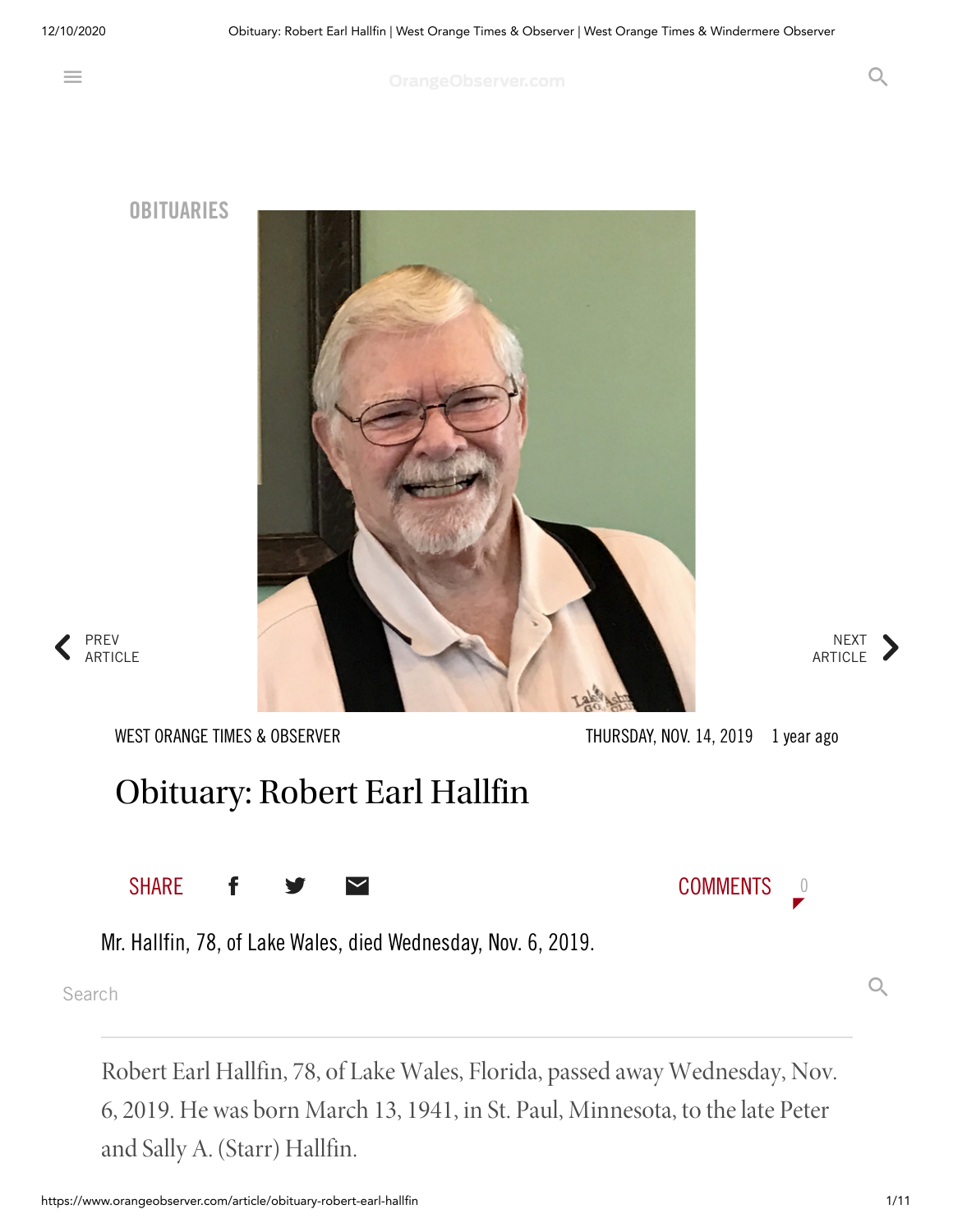OBITUARIES

WEST ORANGE TIMES & OBSERVER

THURSDAY, NOV. 14, 2019 1 year ago

# Obituary: Robert Earl Hallfin

Mr. Hallfin, 78, of Lake Wales, died Wednesday, Nov. 6, 2019.

Robert Earl Hallfin, 78, of Lake Wales, Florida, passed away Wednesday, Nov. 6, 2019. He was born March 13, 1941, in St. Paul, Minnesota, to the late Peter and Sally A. (Starr) Hallfin.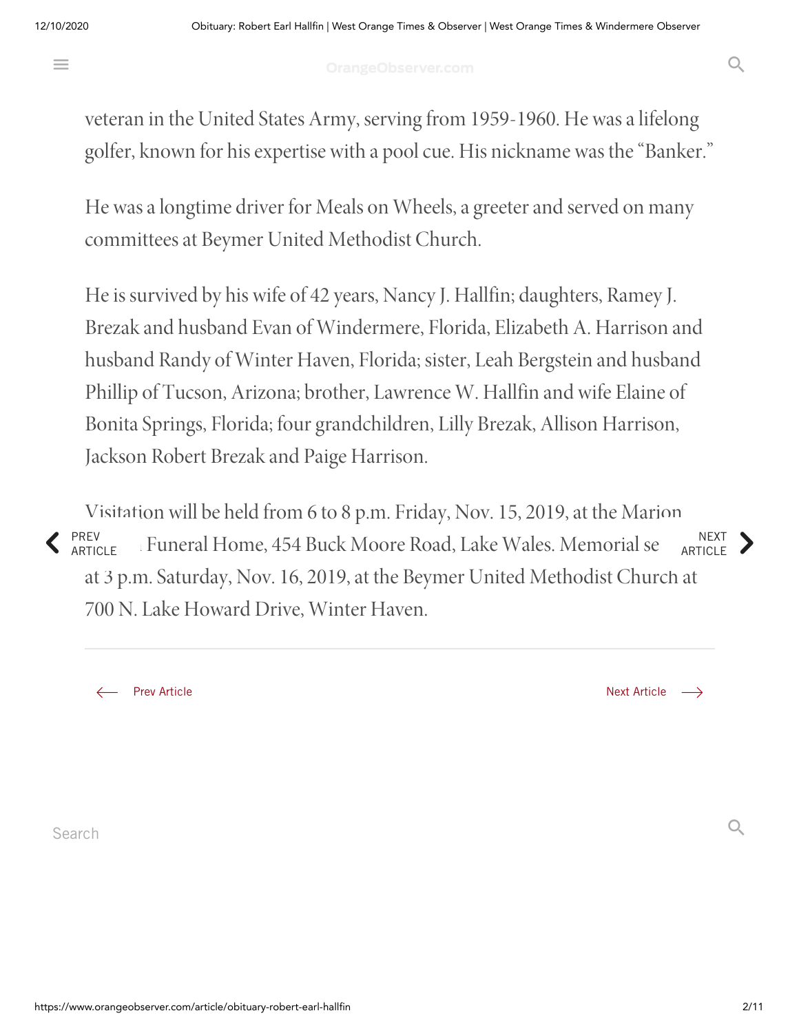veteran in the United States Army, serving from 1959-1960. He was a lifelong golfer, known for his expertise with a pool cue. His nickname was the "Banker."

He was a longtime driver for Meals on Wheels, a greeter and served on many committees at Beymer United Methodist Church.

He is survived by his wife of 42 years, Nancy J. Hallfin; daughters, Ramey J. Brezak and husband Evan of Windermere, Florida, Elizabeth A. Harrison and husband Randy of Winter Haven, Florida; sister, Leah Bergstein and husband Phillip of Tucson, Arizona; brother, Lawrence W. Hallfin and wife Elaine of Bonita Springs, Florida; four grandchildren, Lilly Brezak, Allison Harrison, Jackson Robert Brezak and Paige Harrison.

Visitation will be held from 6 to 8 p.m. Friday, Nov. 15, 2019, at the Marion Funeral Home, 454 Buck Moore Road, Lake Wales. Memorial se at 3 p.m. Saturday, Nov. 16, 2019, at the Beymer United Methodist Church at 700 N. Lake Howard Drive, Winter Haven.